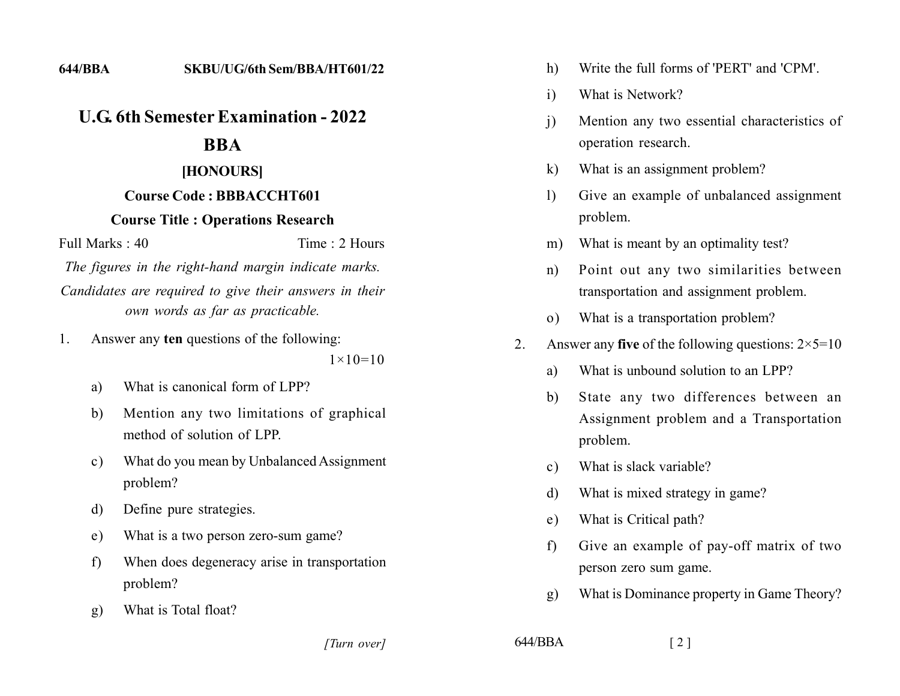644/BBA SKBU/UG/6th Sem/BBA/HT601/22

# U.G. 6th Semester Examination - 2022

## BBA

### [HONOURS]

**Course Code : BBBACCHT601**

**Course Title : Operations Research**

Full Marks : 40 Time : 2 Hours

*The figures in the right-hand margin indicate marks.*

*Candidates are required to give their answers in their own words as far as practicable.*

1. Answer any **ten** questions of the following: $1\times10=10$

   a) What is canonical form of LPP?

   b) Mention any two limitations of graphical method of solution of LPP.

   c) What do you mean by Unbalanced Assignment problem?

   d) Define pure strategies.

   e) What is a two person zero-sum game?

   f) When does degeneracy arise in transportation problem?

   g) What is Total float?

   h) Write the full forms of 'PERT' and 'CPM'.

   i) What is Network?

   j) Mention any two essential characteristics of operation research.

   k) What is an assignment problem?

   l) Give an example of unbalanced assignment problem.

   m) What is meant by an optimality test?

   n) Point out any two similarities between transportation and assignment problem.

   o) What is a transportation problem?

2. Answer any **five** of the following questions: $2\times5=10$

   a) What is unbound solution to an LPP?

   b) State any two differences between an Assignment problem and a Transportation problem.

   c) What is slack variable?

   d) What is mixed strategy in game?

   e) What is Critical path?

   f) Give an example of pay-off matrix of two person zero sum game.

   g) What is Dominance property in Game Theory?

*[Turn over]*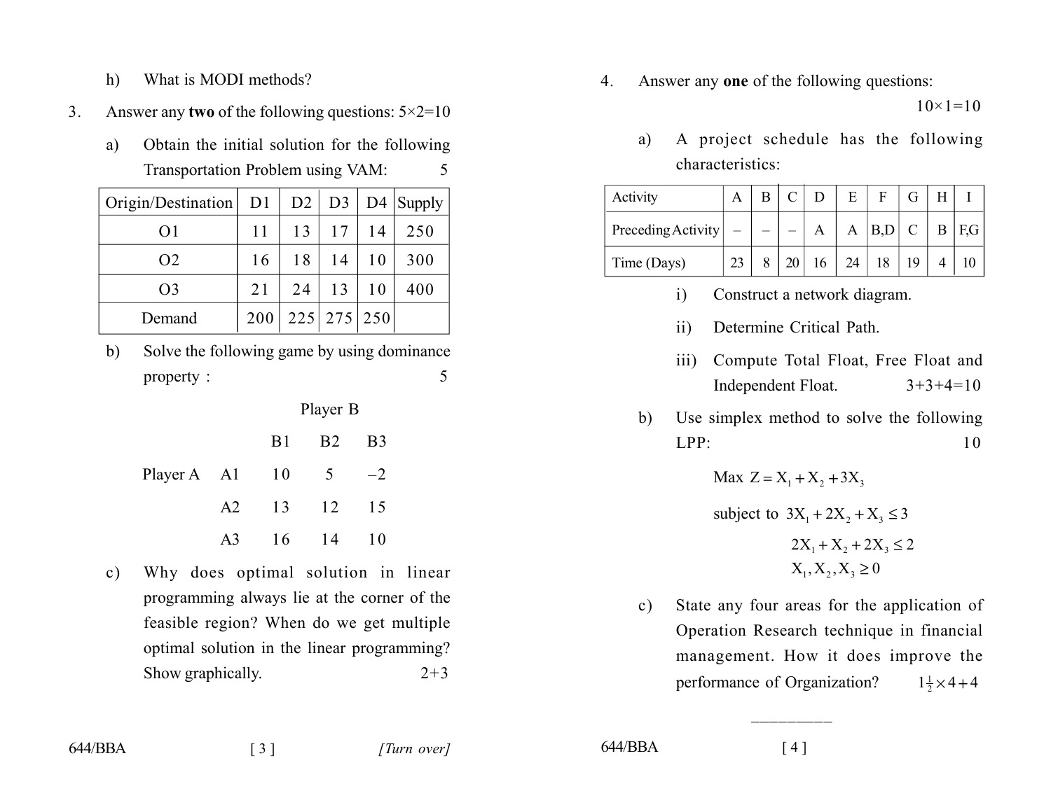h) What is MODI methods?

3. Answer any **two** of the following questions: 5×2=10

a) Obtain the initial solution for the following Transportation Problem using VAM: 5

| Origin/Destination | D1 | D2 | D3 | D4 | Supply |
|---|---|---|---|---|---|
| O1 | 11 | 13 | 17 | 14 | 250 |
| O2 | 16 | 18 | 14 | 10 | 300 |
| O3 | 21 | 24 | 13 | 10 | 400 |
| Demand | 200 | 225 | 275 | 250 | |

b) Solve the following game by using dominance property : 5

| | | Player B | | |
|---|---|---|---|---|
| | | B1 | B2 | B3 |
| Player A | A1 | 10 | 5 | –2 |
| | A2 | 13 | 12 | 15 |
| | A3 | 16 | 14 | 10 |

c) Why does optimal solution in linear programming always lie at the corner of the feasible region? When do we get multiple optimal solution in the linear programming? Show graphically. 2+3

4. Answer any **one** of the following questions: 10×1=10

a) A project schedule has the following characteristics:

| Activity | A | B | C | D | E | F | G | H | I |
|---|---|---|---|---|---|---|---|---|---|
| Preceding Activity | – | – | – | A | A | B,D | C | B | F,G |
| Time (Days) | 23 | 8 | 20 | 16 | 24 | 18 | 19 | 4 | 10 |

i) Construct a network diagram.

ii) Determine Critical Path.

iii) Compute Total Float, Free Float and Independent Float. 3+3+4=10

b) Use simplex method to solve the following LPP: 10

$$\text{Max } Z = X_1 + X_2 + 3X_3$$

$$\text{subject to } 3X_1 + 2X_2 + X_3 \leq 3$$

$$2X_1 + X_2 + 2X_3 \leq 2$$

$$X_1, X_2, X_3 \geq 0$$

c) State any four areas for the application of Operation Research technique in financial management. How it does improve the performance of Organization? $1\frac{1}{2} \times 4 + 4$